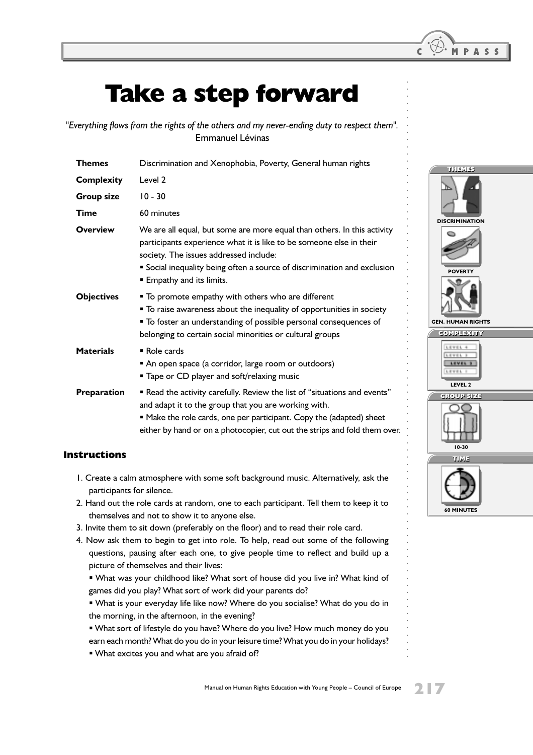# Take a step forward

*"Everything flows from the rights of the others and my never-ending duty to respect them".*
Emmanuel Lévinas

| | |
|---|---|
| **Themes** | Discrimination and Xenophobia, Poverty, General human rights |
| **Complexity** | Level 2 |
| **Group size** | 10 - 30 |
| **Time** | 60 minutes |
| **Overview** | We are all equal, but some are more equal than others. In this activity participants experience what it is like to be someone else in their society. The issues addressed include:<br>▪ Social inequality being often a source of discrimination and exclusion<br>▪ Empathy and its limits. |
| **Objectives** | ▪ To promote empathy with others who are different<br>▪ To raise awareness about the inequality of opportunities in society<br>▪ To foster an understanding of possible personal consequences of belonging to certain social minorities or cultural groups |
| **Materials** | ▪ Role cards<br>▪ An open space (a corridor, large room or outdoors)<br>▪ Tape or CD player and soft/relaxing music |
| **Preparation** | ▪ Read the activity carefully. Review the list of "situations and events" and adapt it to the group that you are working with.<br>▪ Make the role cards, one per participant. Copy the (adapted) sheet either by hand or on a photocopier, cut out the strips and fold them over. |

## Instructions

1. Create a calm atmosphere with some soft background music. Alternatively, ask the participants for silence.
2. Hand out the role cards at random, one to each participant. Tell them to keep it to themselves and not to show it to anyone else.
3. Invite them to sit down (preferably on the floor) and to read their role card.
4. Now ask them to begin to get into role. To help, read out some of the following questions, pausing after each one, to give people time to reflect and build up a picture of themselves and their lives:
   - What was your childhood like? What sort of house did you live in? What kind of games did you play? What sort of work did your parents do?
   - What is your everyday life like now? Where do you socialise? What do you do in the morning, in the afternoon, in the evening?
   - What sort of lifestyle do you have? Where do you live? How much money do you earn each month? What do you do in your leisure time? What you do in your holidays?
   - What excites you and what are you afraid of?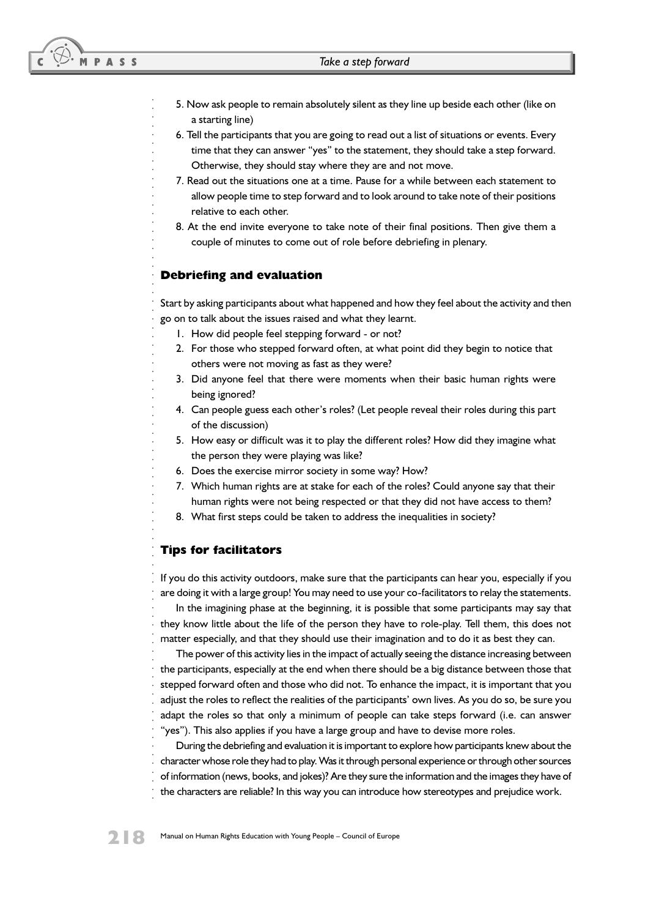5. Now ask people to remain absolutely silent as they line up beside each other (like on a starting line)
6. Tell the participants that you are going to read out a list of situations or events. Every time that they can answer "yes" to the statement, they should take a step forward. Otherwise, they should stay where they are and not move.
7. Read out the situations one at a time. Pause for a while between each statement to allow people time to step forward and to look around to take note of their positions relative to each other.
8. At the end invite everyone to take note of their final positions. Then give them a couple of minutes to come out of role before debriefing in plenary.

## Debriefing and evaluation

Start by asking participants about what happened and how they feel about the activity and then go on to talk about the issues raised and what they learnt.

1. How did people feel stepping forward - or not?
2. For those who stepped forward often, at what point did they begin to notice that others were not moving as fast as they were?
3. Did anyone feel that there were moments when their basic human rights were being ignored?
4. Can people guess each other's roles? (Let people reveal their roles during this part of the discussion)
5. How easy or difficult was it to play the different roles? How did they imagine what the person they were playing was like?
6. Does the exercise mirror society in some way? How?
7. Which human rights are at stake for each of the roles? Could anyone say that their human rights were not being respected or that they did not have access to them?
8. What first steps could be taken to address the inequalities in society?

## Tips for facilitators

If you do this activity outdoors, make sure that the participants can hear you, especially if you are doing it with a large group! You may need to use your co-facilitators to relay the statements.

In the imagining phase at the beginning, it is possible that some participants may say that they know little about the life of the person they have to role-play. Tell them, this does not matter especially, and that they should use their imagination and to do it as best they can.

The power of this activity lies in the impact of actually seeing the distance increasing between the participants, especially at the end when there should be a big distance between those that stepped forward often and those who did not. To enhance the impact, it is important that you adjust the roles to reflect the realities of the participants' own lives. As you do so, be sure you adapt the roles so that only a minimum of people can take steps forward (i.e. can answer "yes"). This also applies if you have a large group and have to devise more roles.

During the debriefing and evaluation it is important to explore how participants knew about the character whose role they had to play. Was it through personal experience or through other sources of information (news, books, and jokes)? Are they sure the information and the images they have of the characters are reliable? In this way you can introduce how stereotypes and prejudice work.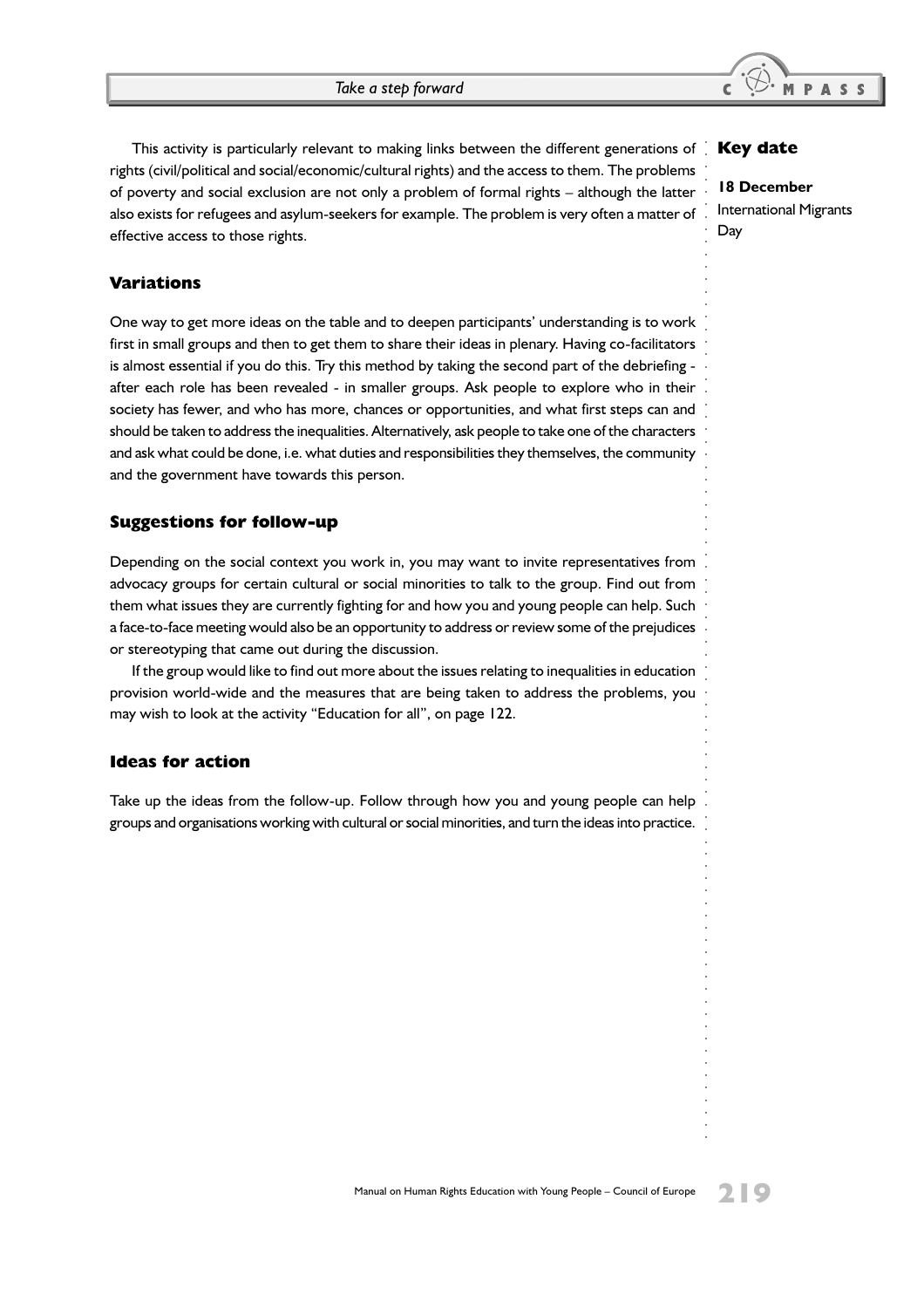This activity is particularly relevant to making links between the different generations of rights (civil/political and social/economic/cultural rights) and the access to them. The problems of poverty and social exclusion are not only a problem of formal rights – although the latter also exists for refugees and asylum-seekers for example. The problem is very often a matter of effective access to those rights.

## Variations

One way to get more ideas on the table and to deepen participants' understanding is to work first in small groups and then to get them to share their ideas in plenary. Having co-facilitators is almost essential if you do this. Try this method by taking the second part of the debriefing - after each role has been revealed - in smaller groups. Ask people to explore who in their society has fewer, and who has more, chances or opportunities, and what first steps can and should be taken to address the inequalities. Alternatively, ask people to take one of the characters and ask what could be done, i.e. what duties and responsibilities they themselves, the community and the government have towards this person.

## Suggestions for follow-up

Depending on the social context you work in, you may want to invite representatives from advocacy groups for certain cultural or social minorities to talk to the group. Find out from them what issues they are currently fighting for and how you and young people can help. Such a face-to-face meeting would also be an opportunity to address or review some of the prejudices or stereotyping that came out during the discussion.

If the group would like to find out more about the issues relating to inequalities in education provision world-wide and the measures that are being taken to address the problems, you may wish to look at the activity "Education for all", on page 122.

## Ideas for action

Take up the ideas from the follow-up. Follow through how you and young people can help groups and organisations working with cultural or social minorities, and turn the ideas into practice.

### Key date

**18 December**
International Migrants Day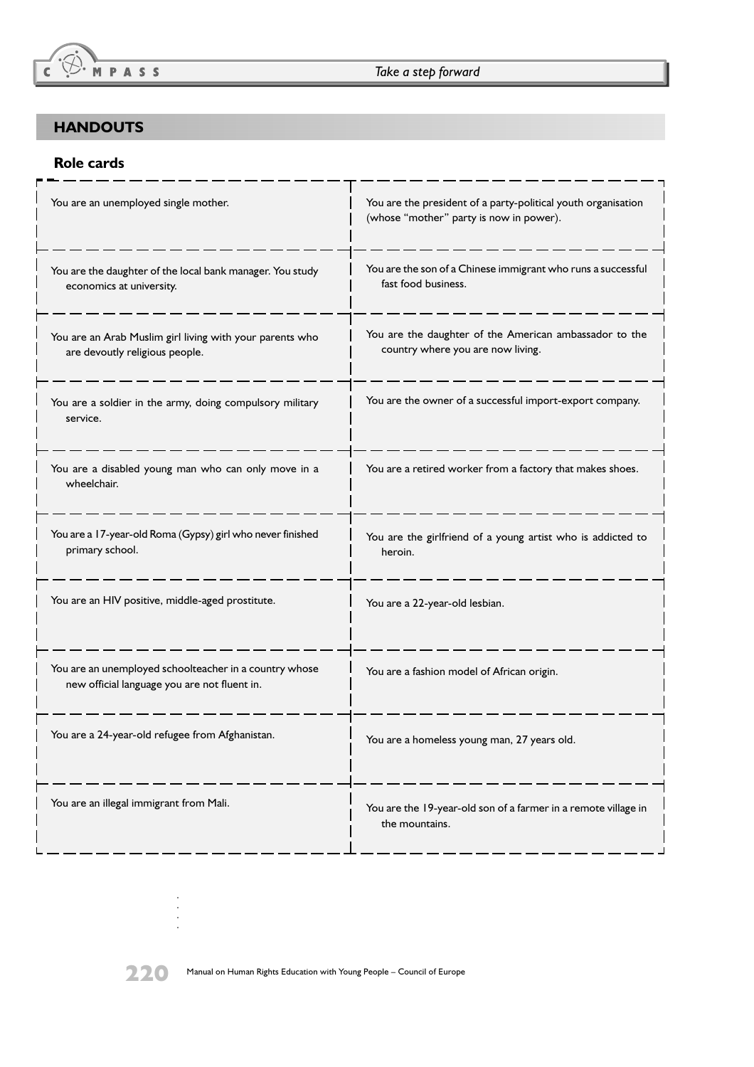## HANDOUTS

### Role cards

| | |
|---|---|
| You are an unemployed single mother. | You are the president of a party-political youth organisation (whose "mother" party is now in power). |
| You are the daughter of the local bank manager. You study economics at university. | You are the son of a Chinese immigrant who runs a successful fast food business. |
| You are an Arab Muslim girl living with your parents who are devoutly religious people. | You are the daughter of the American ambassador to the country where you are now living. |
| You are a soldier in the army, doing compulsory military service. | You are the owner of a successful import-export company. |
| You are a disabled young man who can only move in a wheelchair. | You are a retired worker from a factory that makes shoes. |
| You are a 17-year-old Roma (Gypsy) girl who never finished primary school. | You are the girlfriend of a young artist who is addicted to heroin. |
| You are an HIV positive, middle-aged prostitute. | You are a 22-year-old lesbian. |
| You are an unemployed schoolteacher in a country whose new official language you are not fluent in. | You are a fashion model of African origin. |
| You are a 24-year-old refugee from Afghanistan. | You are a homeless young man, 27 years old. |
| You are an illegal immigrant from Mali. | You are the 19-year-old son of a farmer in a remote village in the mountains. |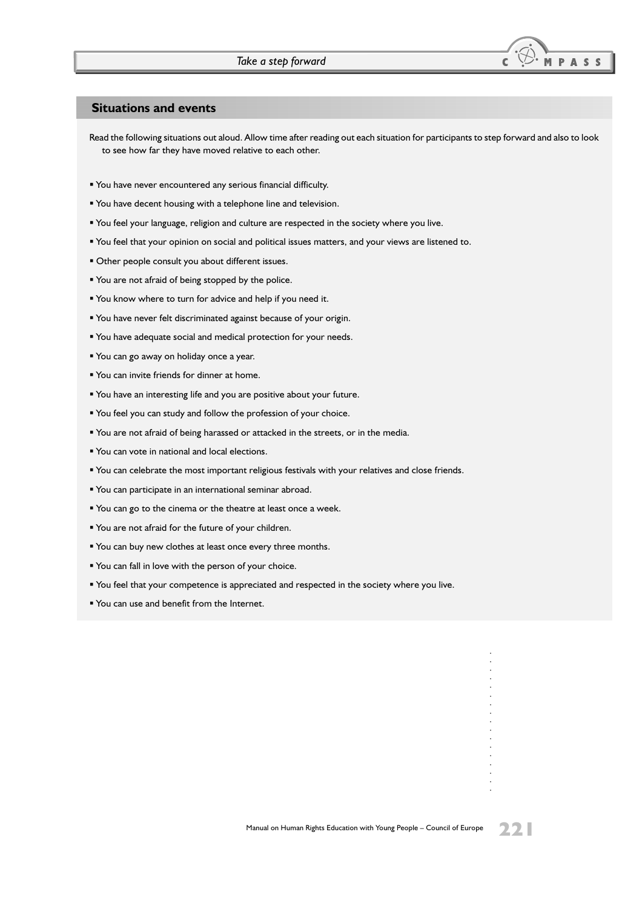## Situations and events

Read the following situations out aloud. Allow time after reading out each situation for participants to step forward and also to look to see how far they have moved relative to each other.

- You have never encountered any serious financial difficulty.
- You have decent housing with a telephone line and television.
- You feel your language, religion and culture are respected in the society where you live.
- You feel that your opinion on social and political issues matters, and your views are listened to.
- Other people consult you about different issues.
- You are not afraid of being stopped by the police.
- You know where to turn for advice and help if you need it.
- You have never felt discriminated against because of your origin.
- You have adequate social and medical protection for your needs.
- You can go away on holiday once a year.
- You can invite friends for dinner at home.
- You have an interesting life and you are positive about your future.
- You feel you can study and follow the profession of your choice.
- You are not afraid of being harassed or attacked in the streets, or in the media.
- You can vote in national and local elections.
- You can celebrate the most important religious festivals with your relatives and close friends.
- You can participate in an international seminar abroad.
- You can go to the cinema or the theatre at least once a week.
- You are not afraid for the future of your children.
- You can buy new clothes at least once every three months.
- You can fall in love with the person of your choice.
- You feel that your competence is appreciated and respected in the society where you live.
- You can use and benefit from the Internet.